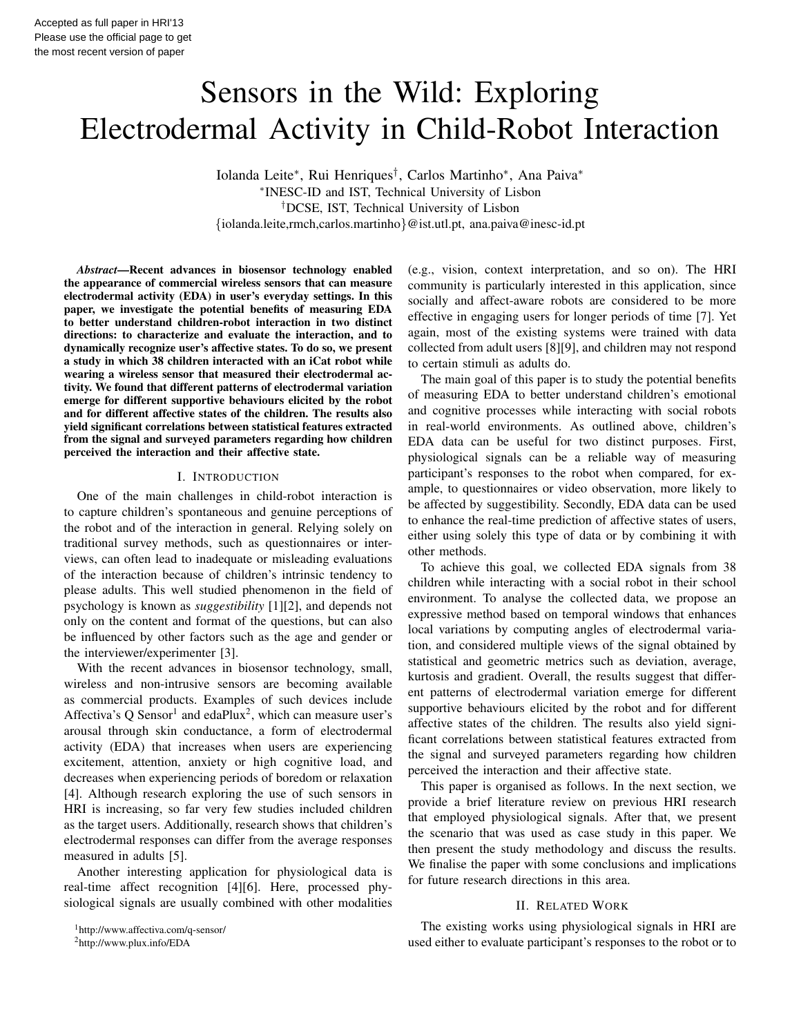Accepted as full paper in HRI'13
Please use the official page to get
the most recent version of paper

# Sensors in the Wild: Exploring Electrodermal Activity in Child-Robot Interaction

Iolanda Leite*, Rui Henriques†, Carlos Martinho*, Ana Paiva*

*INESC-ID and IST, Technical University of Lisbon

†DCSE, IST, Technical University of Lisbon

{iolanda.leite,rmch,carlos.martinho}@ist.utl.pt, ana.paiva@inesc-id.pt

***Abstract*—Recent advances in biosensor technology enabled the appearance of commercial wireless sensors that can measure electrodermal activity (EDA) in user's everyday settings. In this paper, we investigate the potential benefits of measuring EDA to better understand children-robot interaction in two distinct directions: to characterize and evaluate the interaction, and to dynamically recognize user's affective states. To do so, we present a study in which 38 children interacted with an iCat robot while wearing a wireless sensor that measured their electrodermal activity. We found that different patterns of electrodermal variation emerge for different supportive behaviours elicited by the robot and for different affective states of the children. The results also yield significant correlations between statistical features extracted from the signal and surveyed parameters regarding how children perceived the interaction and their affective state.**

## I. Introduction

One of the main challenges in child-robot interaction is to capture children's spontaneous and genuine perceptions of the robot and of the interaction in general. Relying solely on traditional survey methods, such as questionnaires or interviews, can often lead to inadequate or misleading evaluations of the interaction because of children's intrinsic tendency to please adults. This well studied phenomenon in the field of psychology is known as *suggestibility* [1][2], and depends not only on the content and format of the questions, but can also be influenced by other factors such as the age and gender or the interviewer/experimenter [3].

With the recent advances in biosensor technology, small, wireless and non-intrusive sensors are becoming available as commercial products. Examples of such devices include Affectiva's Q Sensor[1] and edaPlux[2], which can measure user's arousal through skin conductance, a form of electrodermal activity (EDA) that increases when users are experiencing excitement, attention, anxiety or high cognitive load, and decreases when experiencing periods of boredom or relaxation [4]. Although research exploring the use of such sensors in HRI is increasing, so far very few studies included children as the target users. Additionally, research shows that children's electrodermal responses can differ from the average responses measured in adults [5].

Another interesting application for physiological data is real-time affect recognition [4][6]. Here, processed physiological signals are usually combined with other modalities (e.g., vision, context interpretation, and so on). The HRI community is particularly interested in this application, since socially and affect-aware robots are considered to be more effective in engaging users for longer periods of time [7]. Yet again, most of the existing systems were trained with data collected from adult users [8][9], and children may not respond to certain stimuli as adults do.

The main goal of this paper is to study the potential benefits of measuring EDA to better understand children's emotional and cognitive processes while interacting with social robots in real-world environments. As outlined above, children's EDA data can be useful for two distinct purposes. First, physiological signals can be a reliable way of measuring participant's responses to the robot when compared, for example, to questionnaires or video observation, more likely to be affected by suggestibility. Secondly, EDA data can be used to enhance the real-time prediction of affective states of users, either using solely this type of data or by combining it with other methods.

To achieve this goal, we collected EDA signals from 38 children while interacting with a social robot in their school environment. To analyse the collected data, we propose an expressive method based on temporal windows that enhances local variations by computing angles of electrodermal variation, and considered multiple views of the signal obtained by statistical and geometric metrics such as deviation, average, kurtosis and gradient. Overall, the results suggest that different patterns of electrodermal variation emerge for different supportive behaviours elicited by the robot and for different affective states of the children. The results also yield significant correlations between statistical features extracted from the signal and surveyed parameters regarding how children perceived the interaction and their affective state.

This paper is organised as follows. In the next section, we provide a brief literature review on previous HRI research that employed physiological signals. After that, we present the scenario that was used as case study in this paper. We then present the study methodology and discuss the results. We finalise the paper with some conclusions and implications for future research directions in this area.

## II. Related Work

The existing works using physiological signals in HRI are used either to evaluate participant's responses to the robot or to

[1] http://www.affectiva.com/q-sensor/

[2] http://www.plux.info/EDA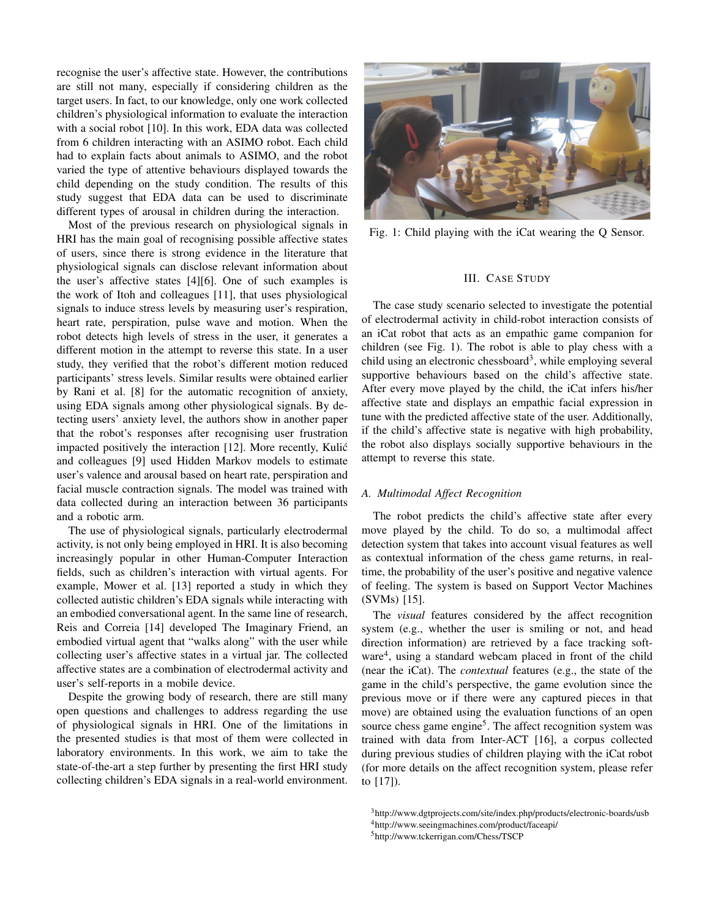recognise the user's affective state. However, the contributions are still not many, especially if considering children as the target users. In fact, to our knowledge, only one work collected children's physiological information to evaluate the interaction with a social robot [10]. In this work, EDA data was collected from 6 children interacting with an ASIMO robot. Each child had to explain facts about animals to ASIMO, and the robot varied the type of attentive behaviours displayed towards the child depending on the study condition. The results of this study suggest that EDA data can be used to discriminate different types of arousal in children during the interaction.

Most of the previous research on physiological signals in HRI has the main goal of recognising possible affective states of users, since there is strong evidence in the literature that physiological signals can disclose relevant information about the user's affective states [4][6]. One of such examples is the work of Itoh and colleagues [11], that uses physiological signals to induce stress levels by measuring user's respiration, heart rate, perspiration, pulse wave and motion. When the robot detects high levels of stress in the user, it generates a different motion in the attempt to reverse this state. In a user study, they verified that the robot's different motion reduced participants' stress levels. Similar results were obtained earlier by Rani et al. [8] for the automatic recognition of anxiety, using EDA signals among other physiological signals. By detecting users' anxiety level, the authors show in another paper that the robot's responses after recognising user frustration impacted positively the interaction [12]. More recently, Kulić and colleagues [9] used Hidden Markov models to estimate user's valence and arousal based on heart rate, perspiration and facial muscle contraction signals. The model was trained with data collected during an interaction between 36 participants and a robotic arm.

The use of physiological signals, particularly electrodermal activity, is not only being employed in HRI. It is also becoming increasingly popular in other Human-Computer Interaction fields, such as children's interaction with virtual agents. For example, Mower et al. [13] reported a study in which they collected autistic children's EDA signals while interacting with an embodied conversational agent. In the same line of research, Reis and Correia [14] developed The Imaginary Friend, an embodied virtual agent that "walks along" with the user while collecting user's affective states in a virtual jar. The collected affective states are a combination of electrodermal activity and user's self-reports in a mobile device.

Despite the growing body of research, there are still many open questions and challenges to address regarding the use of physiological signals in HRI. One of the limitations in the presented studies is that most of them were collected in laboratory environments. In this work, we aim to take the state-of-the-art a step further by presenting the first HRI study collecting children's EDA signals in a real-world environment.

Fig. 1: Child playing with the iCat wearing the Q Sensor.

## III. Case Study

The case study scenario selected to investigate the potential of electrodermal activity in child-robot interaction consists of an iCat robot that acts as an empathic game companion for children (see Fig. 1). The robot is able to play chess with a child using an electronic chessboard[3], while employing several supportive behaviours based on the child's affective state. After every move played by the child, the iCat infers his/her affective state and displays an empathic facial expression in tune with the predicted affective state of the user. Additionally, if the child's affective state is negative with high probability, the robot also displays socially supportive behaviours in the attempt to reverse this state.

### A. Multimodal Affect Recognition

The robot predicts the child's affective state after every move played by the child. To do so, a multimodal affect detection system that takes into account visual features as well as contextual information of the chess game returns, in real-time, the probability of the user's positive and negative valence of feeling. The system is based on Support Vector Machines (SVMs) [15].

The *visual* features considered by the affect recognition system (e.g., whether the user is smiling or not, and head direction information) are retrieved by a face tracking software[4], using a standard webcam placed in front of the child (near the iCat). The *contextual* features (e.g., the state of the game in the child's perspective, the game evolution since the previous move or if there were any captured pieces in that move) are obtained using the evaluation functions of an open source chess game engine[5]. The affect recognition system was trained with data from Inter-ACT [16], a corpus collected during previous studies of children playing with the iCat robot (for more details on the affect recognition system, please refer to [17]).

[3] http://www.dgtprojects.com/site/index.php/products/electronic-boards/usb

[4] http://www.seeingmachines.com/product/faceapi/

[5] http://www.tckerrigan.com/Chess/TSCP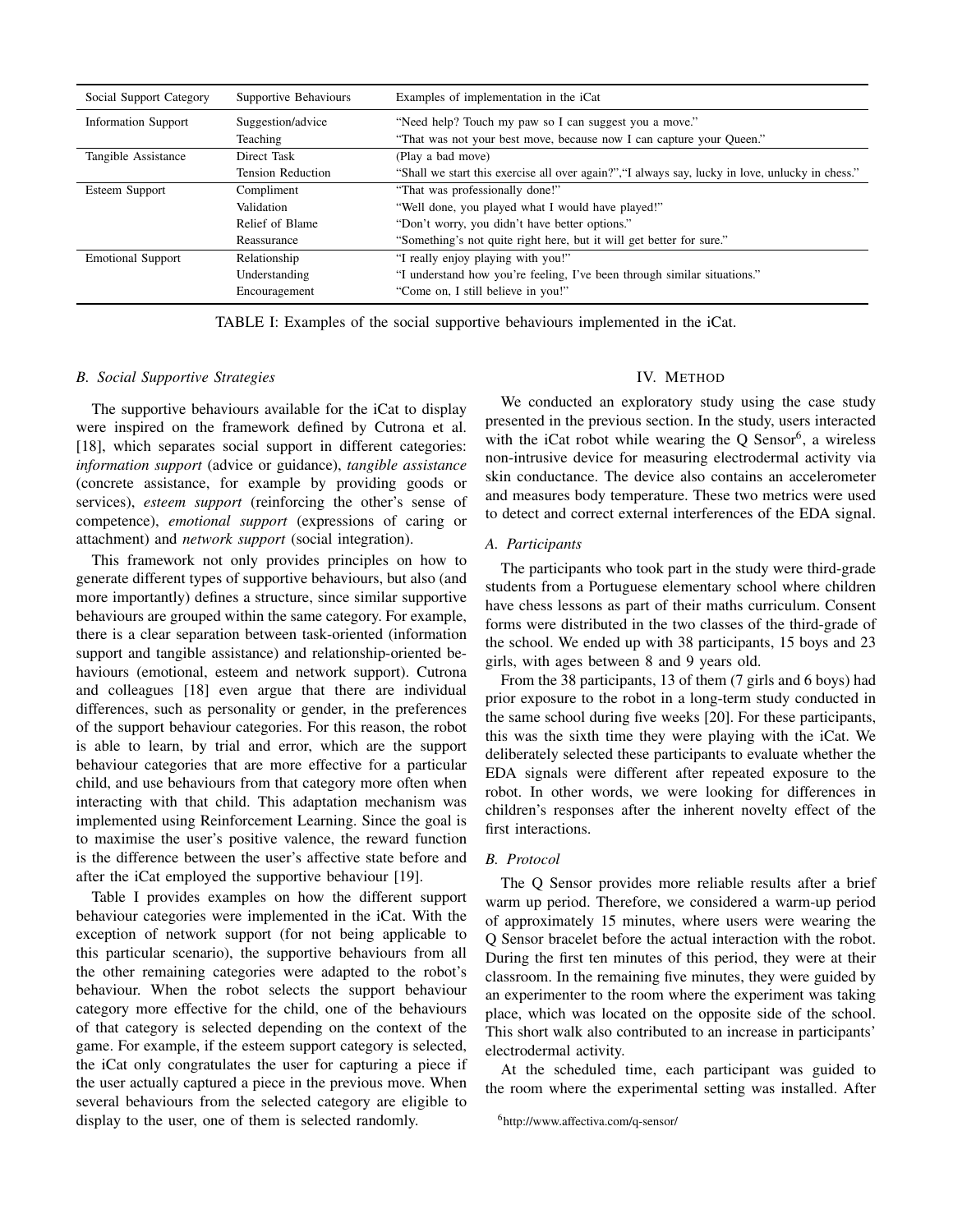| Social Support Category | Supportive Behaviours | Examples of implementation in the iCat |
|---|---|---|
| Information Support | Suggestion/advice | "Need help? Touch my paw so I can suggest you a move." |
| | Teaching | "That was not your best move, because now I can capture your Queen." |
| Tangible Assistance | Direct Task | (Play a bad move) |
| | Tension Reduction | "Shall we start this exercise all over again?","I always say, lucky in love, unlucky in chess." |
| Esteem Support | Compliment | "That was professionally done!" |
| | Validation | "Well done, you played what I would have played!" |
| | Relief of Blame | "Don't worry, you didn't have better options." |
| | Reassurance | "Something's not quite right here, but it will get better for sure." |
| Emotional Support | Relationship | "I really enjoy playing with you!" |
| | Understanding | "I understand how you're feeling, I've been through similar situations." |
| | Encouragement | "Come on, I still believe in you!" |

TABLE I: Examples of the social supportive behaviours implemented in the iCat.

### B. Social Supportive Strategies

The supportive behaviours available for the iCat to display were inspired on the framework defined by Cutrona et al. [18], which separates social support in different categories: *information support* (advice or guidance), *tangible assistance* (concrete assistance, for example by providing goods or services), *esteem support* (reinforcing the other's sense of competence), *emotional support* (expressions of caring or attachment) and *network support* (social integration).

This framework not only provides principles on how to generate different types of supportive behaviours, but also (and more importantly) defines a structure, since similar supportive behaviours are grouped within the same category. For example, there is a clear separation between task-oriented (information support and tangible assistance) and relationship-oriented behaviours (emotional, esteem and network support). Cutrona and colleagues [18] even argue that there are individual differences, such as personality or gender, in the preferences of the support behaviour categories. For this reason, the robot is able to learn, by trial and error, which are the support behaviour categories that are more effective for a particular child, and use behaviours from that category more often when interacting with that child. This adaptation mechanism was implemented using Reinforcement Learning. Since the goal is to maximise the user's positive valence, the reward function is the difference between the user's affective state before and after the iCat employed the supportive behaviour [19].

Table I provides examples on how the different support behaviour categories were implemented in the iCat. With the exception of network support (for not being applicable to this particular scenario), the supportive behaviours from all the other remaining categories were adapted to the robot's behaviour. When the robot selects the support behaviour category more effective for the child, one of the behaviours of that category is selected depending on the context of the game. For example, if the esteem support category is selected, the iCat only congratulates the user for capturing a piece if the user actually captured a piece in the previous move. When several behaviours from the selected category are eligible to display to the user, one of them is selected randomly.

## IV. Method

We conducted an exploratory study using the case study presented in the previous section. In the study, users interacted with the iCat robot while wearing the Q Sensor[6], a wireless non-intrusive device for measuring electrodermal activity via skin conductance. The device also contains an accelerometer and measures body temperature. These two metrics were used to detect and correct external interferences of the EDA signal.

### A. Participants

The participants who took part in the study were third-grade students from a Portuguese elementary school where children have chess lessons as part of their maths curriculum. Consent forms were distributed in the two classes of the third-grade of the school. We ended up with 38 participants, 15 boys and 23 girls, with ages between 8 and 9 years old.

From the 38 participants, 13 of them (7 girls and 6 boys) had prior exposure to the robot in a long-term study conducted in the same school during five weeks [20]. For these participants, this was the sixth time they were playing with the iCat. We deliberately selected these participants to evaluate whether the EDA signals were different after repeated exposure to the robot. In other words, we were looking for differences in children's responses after the inherent novelty effect of the first interactions.

### B. Protocol

The Q Sensor provides more reliable results after a brief warm up period. Therefore, we considered a warm-up period of approximately 15 minutes, where users were wearing the Q Sensor bracelet before the actual interaction with the robot. During the first ten minutes of this period, they were at their classroom. In the remaining five minutes, they were guided by an experimenter to the room where the experiment was taking place, which was located on the opposite side of the school. This short walk also contributed to an increase in participants' electrodermal activity.

At the scheduled time, each participant was guided to the room where the experimental setting was installed. After

[6]http://www.affectiva.com/q-sensor/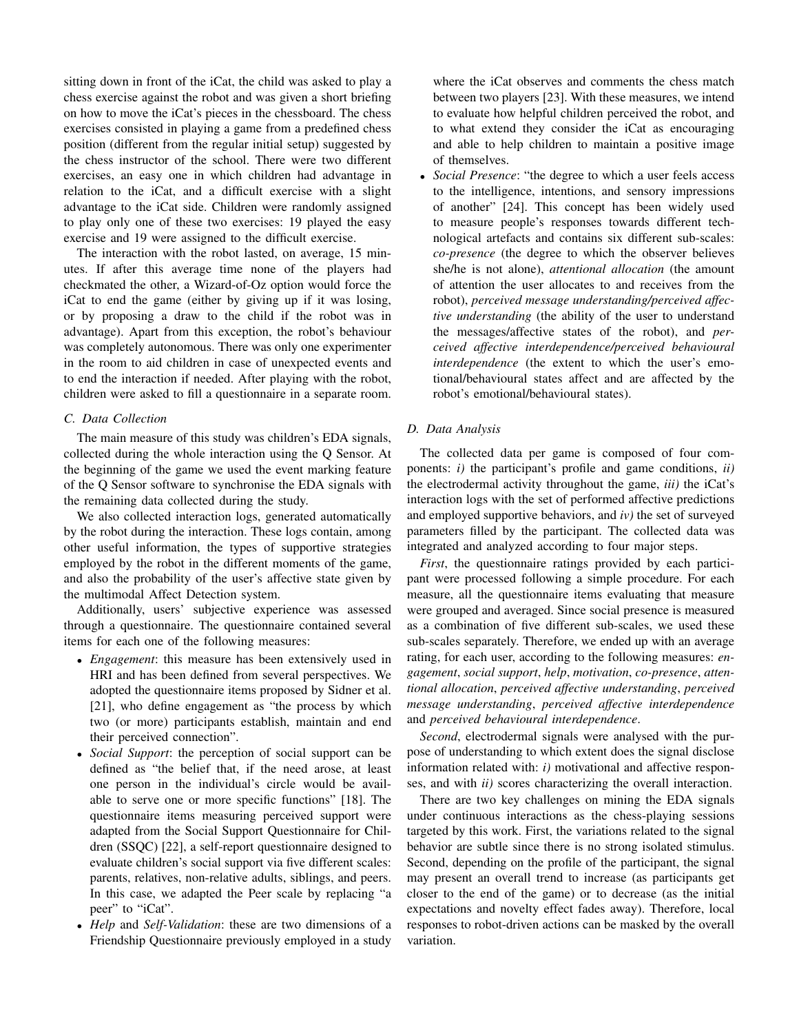sitting down in front of the iCat, the child was asked to play a chess exercise against the robot and was given a short briefing on how to move the iCat's pieces in the chessboard. The chess exercises consisted in playing a game from a predefined chess position (different from the regular initial setup) suggested by the chess instructor of the school. There were two different exercises, an easy one in which children had advantage in relation to the iCat, and a difficult exercise with a slight advantage to the iCat side. Children were randomly assigned to play only one of these two exercises: 19 played the easy exercise and 19 were assigned to the difficult exercise.

The interaction with the robot lasted, on average, 15 minutes. If after this average time none of the players had checkmated the other, a Wizard-of-Oz option would force the iCat to end the game (either by giving up if it was losing, or by proposing a draw to the child if the robot was in advantage). Apart from this exception, the robot's behaviour was completely autonomous. There was only one experimenter in the room to aid children in case of unexpected events and to end the interaction if needed. After playing with the robot, children were asked to fill a questionnaire in a separate room.

### C. Data Collection

The main measure of this study was children's EDA signals, collected during the whole interaction using the Q Sensor. At the beginning of the game we used the event marking feature of the Q Sensor software to synchronise the EDA signals with the remaining data collected during the study.

We also collected interaction logs, generated automatically by the robot during the interaction. These logs contain, among other useful information, the types of supportive strategies employed by the robot in the different moments of the game, and also the probability of the user's affective state given by the multimodal Affect Detection system.

Additionally, users' subjective experience was assessed through a questionnaire. The questionnaire contained several items for each one of the following measures:

- *Engagement*: this measure has been extensively used in HRI and has been defined from several perspectives. We adopted the questionnaire items proposed by Sidner et al. [21], who define engagement as "the process by which two (or more) participants establish, maintain and end their perceived connection".
- *Social Support*: the perception of social support can be defined as "the belief that, if the need arose, at least one person in the individual's circle would be available to serve one or more specific functions" [18]. The questionnaire items measuring perceived support were adapted from the Social Support Questionnaire for Children (SSQC) [22], a self-report questionnaire designed to evaluate children's social support via five different scales: parents, relatives, non-relative adults, siblings, and peers. In this case, we adapted the Peer scale by replacing "a peer" to "iCat".
- *Help* and *Self-Validation*: these are two dimensions of a Friendship Questionnaire previously employed in a study where the iCat observes and comments the chess match between two players [23]. With these measures, we intend to evaluate how helpful children perceived the robot, and to what extend they consider the iCat as encouraging and able to help children to maintain a positive image of themselves.
- *Social Presence*: "the degree to which a user feels access to the intelligence, intentions, and sensory impressions of another" [24]. This concept has been widely used to measure people's responses towards different technological artefacts and contains six different sub-scales: *co-presence* (the degree to which the observer believes she/he is not alone), *attentional allocation* (the amount of attention the user allocates to and receives from the robot), *perceived message understanding/perceived affective understanding* (the ability of the user to understand the messages/affective states of the robot), and *perceived affective interdependence/perceived behavioural interdependence* (the extent to which the user's emotional/behavioural states affect and are affected by the robot's emotional/behavioural states).

### D. Data Analysis

The collected data per game is composed of four components: *i)* the participant's profile and game conditions, *ii)* the electrodermal activity throughout the game, *iii)* the iCat's interaction logs with the set of performed affective predictions and employed supportive behaviors, and *iv)* the set of surveyed parameters filled by the participant. The collected data was integrated and analyzed according to four major steps.

*First*, the questionnaire ratings provided by each participant were processed following a simple procedure. For each measure, all the questionnaire items evaluating that measure were grouped and averaged. Since social presence is measured as a combination of five different sub-scales, we used these sub-scales separately. Therefore, we ended up with an average rating, for each user, according to the following measures: *engagement*, *social support*, *help*, *motivation*, *co-presence*, *attentional allocation*, *perceived affective understanding*, *perceived message understanding*, *perceived affective interdependence* and *perceived behavioural interdependence*.

*Second*, electrodermal signals were analysed with the purpose of understanding to which extent does the signal disclose information related with: *i)* motivational and affective responses, and with *ii)* scores characterizing the overall interaction.

There are two key challenges on mining the EDA signals under continuous interactions as the chess-playing sessions targeted by this work. First, the variations related to the signal behavior are subtle since there is no strong isolated stimulus. Second, depending on the profile of the participant, the signal may present an overall trend to increase (as participants get closer to the end of the game) or to decrease (as the initial expectations and novelty effect fades away). Therefore, local responses to robot-driven actions can be masked by the overall variation.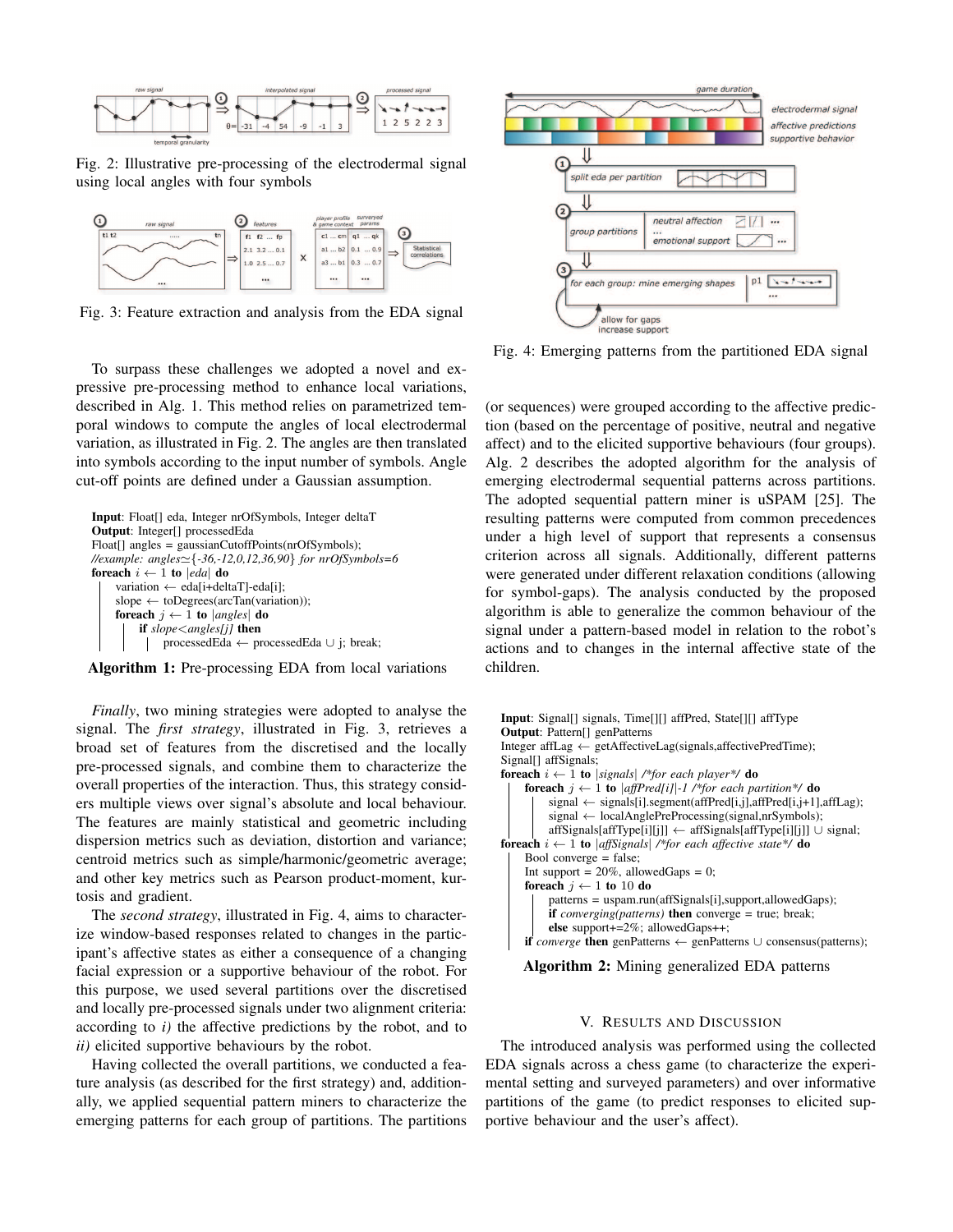Fig. 2: Illustrative pre-processing of the electrodermal signal using local angles with four symbols

Fig. 3: Feature extraction and analysis from the EDA signal

To surpass these challenges we adopted a novel and expressive pre-processing method to enhance local variations, described in Alg. 1. This method relies on parametrized temporal windows to compute the angles of local electrodermal variation, as illustrated in Fig. 2. The angles are then translated into symbols according to the input number of symbols. Angle cut-off points are defined under a Gaussian assumption.

```
Input: Float[] eda, Integer nrOfSymbols, Integer deltaT
Output: Integer[] processedEda
Float[] angles = gaussianCutoffPoints(nrOfSymbols);
//example: angles≃{-36,-12,0,12,36,90} for nrOfSymbols=6
foreach i ← 1 to |eda| do
    variation ← eda[i+deltaT]-eda[i];
    slope ← toDegrees(arcTan(variation));
    foreach j ← 1 to |angles| do
        if slope<angles[j] then
            processedEda ← processedEda ∪ j; break;
```

**Algorithm 1:** Pre-processing EDA from local variations

*Finally*, two mining strategies were adopted to analyse the signal. The *first strategy*, illustrated in Fig. 3, retrieves a broad set of features from the discretised and the locally pre-processed signals, and combine them to characterize the overall properties of the interaction. Thus, this strategy considers multiple views over signal's absolute and local behaviour. The features are mainly statistical and geometric including dispersion metrics such as deviation, distortion and variance; centroid metrics such as simple/harmonic/geometric average; and other key metrics such as Pearson product-moment, kurtosis and gradient.

The *second strategy*, illustrated in Fig. 4, aims to characterize window-based responses related to changes in the participant's affective states as either a consequence of a changing facial expression or a supportive behaviour of the robot. For this purpose, we used several partitions over the discretised and locally pre-processed signals under two alignment criteria: according to *i)* the affective predictions by the robot, and to *ii)* elicited supportive behaviours by the robot.

Having collected the overall partitions, we conducted a feature analysis (as described for the first strategy) and, additionally, we applied sequential pattern miners to characterize the emerging patterns for each group of partitions. The partitions

Fig. 4: Emerging patterns from the partitioned EDA signal

(or sequences) were grouped according to the affective prediction (based on the percentage of positive, neutral and negative affect) and to the elicited supportive behaviours (four groups). Alg. 2 describes the adopted algorithm for the analysis of emerging electrodermal sequential patterns across partitions. The adopted sequential pattern miner is uSPAM [25]. The resulting patterns were computed from common precedences under a high level of support that represents a consensus criterion across all signals. Additionally, different patterns were generated under different relaxation conditions (allowing for symbol-gaps). The analysis conducted by the proposed algorithm is able to generalize the common behaviour of the signal under a pattern-based model in relation to the robot's actions and to changes in the internal affective state of the children.

```
Input: Signal[] signals, Time[][] affPred, State[][] affType
Output: Pattern[] genPatterns
Integer affLag ← getAffectiveLag(signals,affectivePredTime);
Signal[] affSignals;
foreach i ← 1 to |signals| /*for each player*/ do
    foreach j ← 1 to |affPred[i]|-1 /*for each partition*/ do
        signal ← signals[i].segment(affPred[i,j],affPred[i,j+1],affLag);
        signal ← localAnglePreProcessing(signal,nrSymbols);
        affSignals[affType[i][j]] ← affSignals[affType[i][j]] ∪ signal;
foreach i ← 1 to |affSignals| /*for each affective state*/ do
    Bool converge = false;
    Int support = 20%, allowedGaps = 0;
    foreach j ← 1 to 10 do
        patterns = uspam.run(affSignals[i],support,allowedGaps);
        if converging(patterns) then converge = true; break;
        else support+=2%; allowedGaps++;
    if converge then genPatterns ← genPatterns ∪ consensus(patterns);
```

**Algorithm 2:** Mining generalized EDA patterns

## V. Results and Discussion

The introduced analysis was performed using the collected EDA signals across a chess game (to characterize the experimental setting and surveyed parameters) and over informative partitions of the game (to predict responses to elicited supportive behaviour and the user's affect).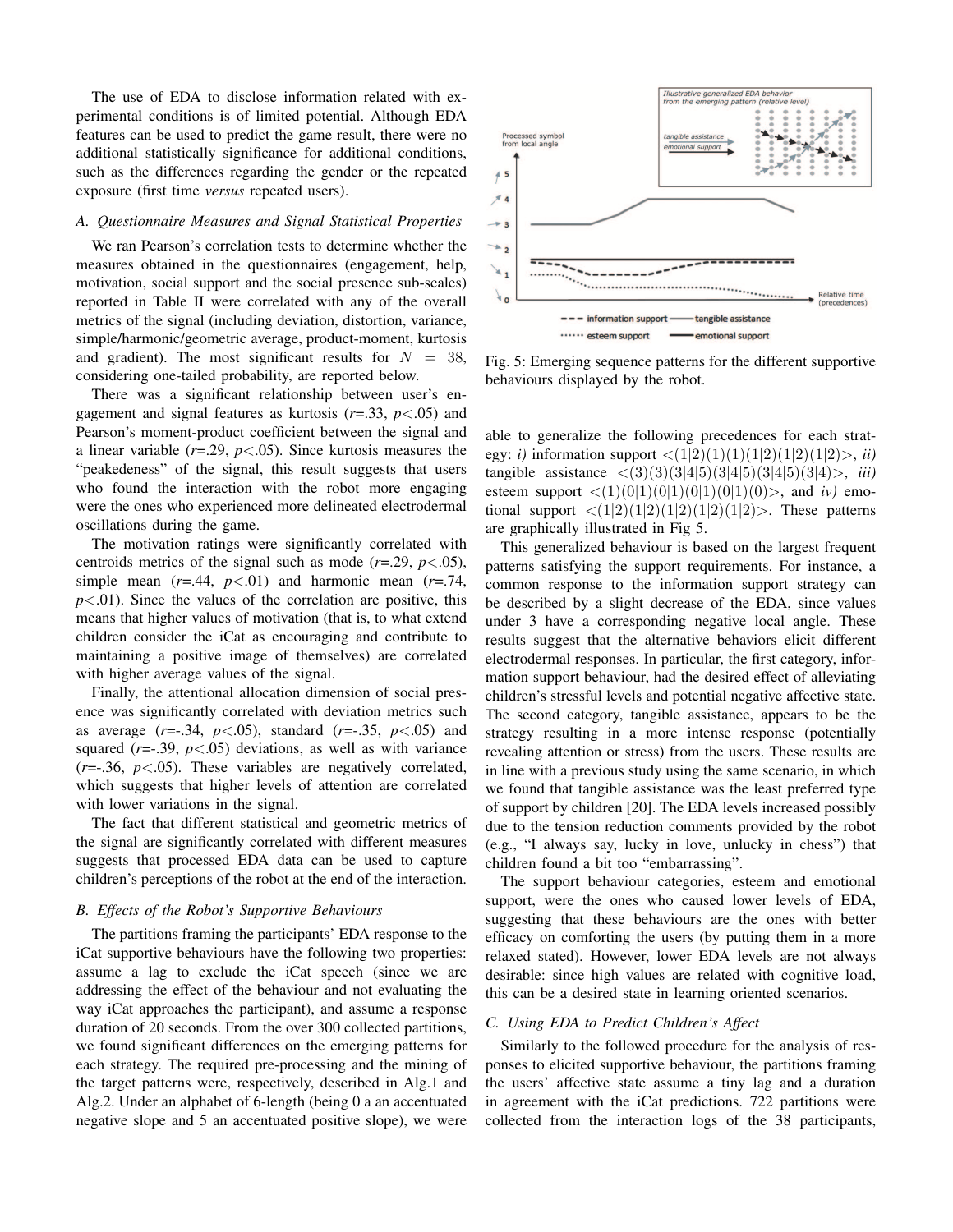The use of EDA to disclose information related with experimental conditions is of limited potential. Although EDA features can be used to predict the game result, there were no additional statistically significance for additional conditions, such as the differences regarding the gender or the repeated exposure (first time *versus* repeated users).

### A. Questionnaire Measures and Signal Statistical Properties

We ran Pearson's correlation tests to determine whether the measures obtained in the questionnaires (engagement, help, motivation, social support and the social presence sub-scales) reported in Table II were correlated with any of the overall metrics of the signal (including deviation, distortion, variance, simple/harmonic/geometric average, product-moment, kurtosis and gradient). The most significant results for $N = 38$, considering one-tailed probability, are reported below.

There was a significant relationship between user's engagement and signal features as kurtosis ($r$=.33, $p$<.05) and Pearson's moment-product coefficient between the signal and a linear variable ($r$=.29, $p$<.05). Since kurtosis measures the "peakedeness" of the signal, this result suggests that users who found the interaction with the robot more engaging were the ones who experienced more delineated electrodermal oscillations during the game.

The motivation ratings were significantly correlated with centroids metrics of the signal such as mode ($r$=.29, $p$<.05), simple mean ($r$=.44, $p$<.01) and harmonic mean ($r$=.74, $p$<.01). Since the values of the correlation are positive, this means that higher values of motivation (that is, to what extend children consider the iCat as encouraging and contribute to maintaining a positive image of themselves) are correlated with higher average values of the signal.

Finally, the attentional allocation dimension of social presence was significantly correlated with deviation metrics such as average ($r$=-.34, $p$<.05), standard ($r$=-.35, $p$<.05) and squared ($r$=-.39, $p$<.05) deviations, as well as with variance ($r$=-.36, $p$<.05). These variables are negatively correlated, which suggests that higher levels of attention are correlated with lower variations in the signal.

The fact that different statistical and geometric metrics of the signal are significantly correlated with different measures suggests that processed EDA data can be used to capture children's perceptions of the robot at the end of the interaction.

### B. Effects of the Robot's Supportive Behaviours

The partitions framing the participants' EDA response to the iCat supportive behaviours have the following two properties: assume a lag to exclude the iCat speech (since we are addressing the effect of the behaviour and not evaluating the way iCat approaches the participant), and assume a response duration of 20 seconds. From the over 300 collected partitions, we found significant differences on the emerging patterns for each strategy. The required pre-processing and the mining of the target patterns were, respectively, described in Alg.1 and Alg.2. Under an alphabet of 6-length (being 0 a an accentuated negative slope and 5 an accentuated positive slope), we were able to generalize the following precedences for each strategy: *i)* information support $<(1|2)(1)(1)(1|2)(1|2)(1|2)>$, *ii)* tangible assistance $<(3)(3)(3|4|5)(3|4|5)(3|4|5)(3|4)>$, *iii)* esteem support $<(1)(0|1)(0|1)(0|1)(0|1)(0)>$, and *iv)* emotional support $<(1|2)(1|2)(1|2)(1|2)(1|2)(1|2)>$. These patterns are graphically illustrated in Fig 5.

Fig. 5: Emerging sequence patterns for the different supportive behaviours displayed by the robot.

This generalized behaviour is based on the largest frequent patterns satisfying the support requirements. For instance, a common response to the information support strategy can be described by a slight decrease of the EDA, since values under 3 have a corresponding negative local angle. These results suggest that the alternative behaviors elicit different electrodermal responses. In particular, the first category, information support behaviour, had the desired effect of alleviating children's stressful levels and potential negative affective state. The second category, tangible assistance, appears to be the strategy resulting in a more intense response (potentially revealing attention or stress) from the users. These results are in line with a previous study using the same scenario, in which we found that tangible assistance was the least preferred type of support by children [20]. The EDA levels increased possibly due to the tension reduction comments provided by the robot (e.g., "I always say, lucky in love, unlucky in chess") that children found a bit too "embarrassing".

The support behaviour categories, esteem and emotional support, were the ones who caused lower levels of EDA, suggesting that these behaviours are the ones with better efficacy on comforting the users (by putting them in a more relaxed stated). However, lower EDA levels are not always desirable: since high values are related with cognitive load, this can be a desired state in learning oriented scenarios.

### C. Using EDA to Predict Children's Affect

Similarly to the followed procedure for the analysis of responses to elicited supportive behaviour, the partitions framing the users' affective state assume a tiny lag and a duration in agreement with the iCat predictions. 722 partitions were collected from the interaction logs of the 38 participants,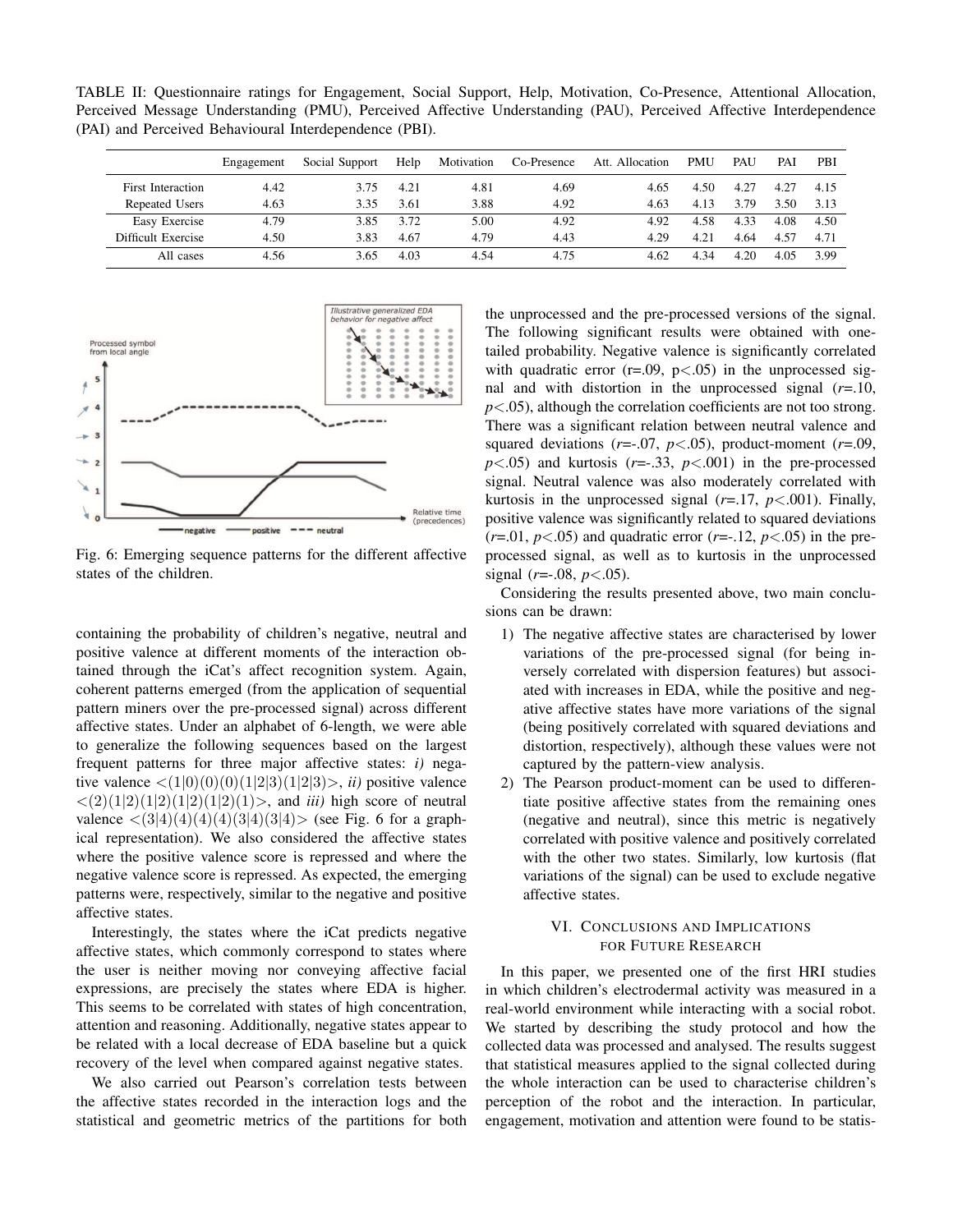TABLE II: Questionnaire ratings for Engagement, Social Support, Help, Motivation, Co-Presence, Attentional Allocation, Perceived Message Understanding (PMU), Perceived Affective Understanding (PAU), Perceived Affective Interdependence (PAI) and Perceived Behavioural Interdependence (PBI).

| | Engagement | Social Support | Help | Motivation | Co-Presence | Att. Allocation | PMU | PAU | PAI | PBI |
|---|---|---|---|---|---|---|---|---|---|---|
| First Interaction | 4.42 | 3.75 | 4.21 | 4.81 | 4.69 | 4.65 | 4.50 | 4.27 | 4.27 | 4.15 |
| Repeated Users | 4.63 | 3.35 | 3.61 | 3.88 | 4.92 | 4.63 | 4.13 | 3.79 | 3.50 | 3.13 |
| Easy Exercise | 4.79 | 3.85 | 3.72 | 5.00 | 4.92 | 4.92 | 4.58 | 4.33 | 4.08 | 4.50 |
| Difficult Exercise | 4.50 | 3.83 | 4.67 | 4.79 | 4.43 | 4.29 | 4.21 | 4.64 | 4.57 | 4.71 |
| All cases | 4.56 | 3.65 | 4.03 | 4.54 | 4.75 | 4.62 | 4.34 | 4.20 | 4.05 | 3.99 |

Fig. 6: Emerging sequence patterns for the different affective states of the children.

containing the probability of children's negative, neutral and positive valence at different moments of the interaction obtained through the iCat's affect recognition system. Again, coherent patterns emerged (from the application of sequential pattern miners over the pre-processed signal) across different affective states. Under an alphabet of 6-length, we were able to generalize the following sequences based on the largest frequent patterns for three major affective states: *i)* negative valence <(1|0)(0)(0)(1|2|3)(1|2|3)>, *ii)* positive valence <(2)(1|2)(1|2)(1|2)(1|2)(1)>, and *iii)* high score of neutral valence <(3|4)(4)(4)(4)(3|4)(3|4)> (see Fig. 6 for a graphical representation). We also considered the affective states where the positive valence score is repressed and where the negative valence score is repressed. As expected, the emerging patterns were, respectively, similar to the negative and positive affective states.

Interestingly, the states where the iCat predicts negative affective states, which commonly correspond to states where the user is neither moving nor conveying affective facial expressions, are precisely the states where EDA is higher. This seems to be correlated with states of high concentration, attention and reasoning. Additionally, negative states appear to be related with a local decrease of EDA baseline but a quick recovery of the level when compared against negative states.

We also carried out Pearson's correlation tests between the affective states recorded in the interaction logs and the statistical and geometric metrics of the partitions for both the unprocessed and the pre-processed versions of the signal. The following significant results were obtained with one-tailed probability. Negative valence is significantly correlated with quadratic error ($r$=.09, $p<.05$) in the unprocessed signal and with distortion in the unprocessed signal ($r$=.10, $p<.05$), although the correlation coefficients are not too strong. There was a significant relation between neutral valence and squared deviations ($r$=-.07, $p<.05$), product-moment ($r$=.09, $p<.05$) and kurtosis ($r$=-.33, $p<.001$) in the pre-processed signal. Neutral valence was also moderately correlated with kurtosis in the unprocessed signal ($r$=.17, $p<.001$). Finally, positive valence was significantly related to squared deviations ($r$=.01, $p<.05$) and quadratic error ($r$=-.12, $p<.05$) in the pre-processed signal, as well as to kurtosis in the unprocessed signal ($r$=-.08, $p<.05$).

Considering the results presented above, two main conclusions can be drawn:

1) The negative affective states are characterised by lower variations of the pre-processed signal (for being inversely correlated with dispersion features) but associated with increases in EDA, while the positive and negative affective states have more variations of the signal (being positively correlated with squared deviations and distortion, respectively), although these values were not captured by the pattern-view analysis.
2) The Pearson product-moment can be used to differentiate positive affective states from the remaining ones (negative and neutral), since this metric is negatively correlated with positive valence and positively correlated with the other two states. Similarly, low kurtosis (flat variations of the signal) can be used to exclude negative affective states.

## VI. Conclusions and Implications for Future Research

In this paper, we presented one of the first HRI studies in which children's electrodermal activity was measured in a real-world environment while interacting with a social robot. We started by describing the study protocol and how the collected data was processed and analysed. The results suggest that statistical measures applied to the signal collected during the whole interaction can be used to characterise children's perception of the robot and the interaction. In particular, engagement, motivation and attention were found to be statis-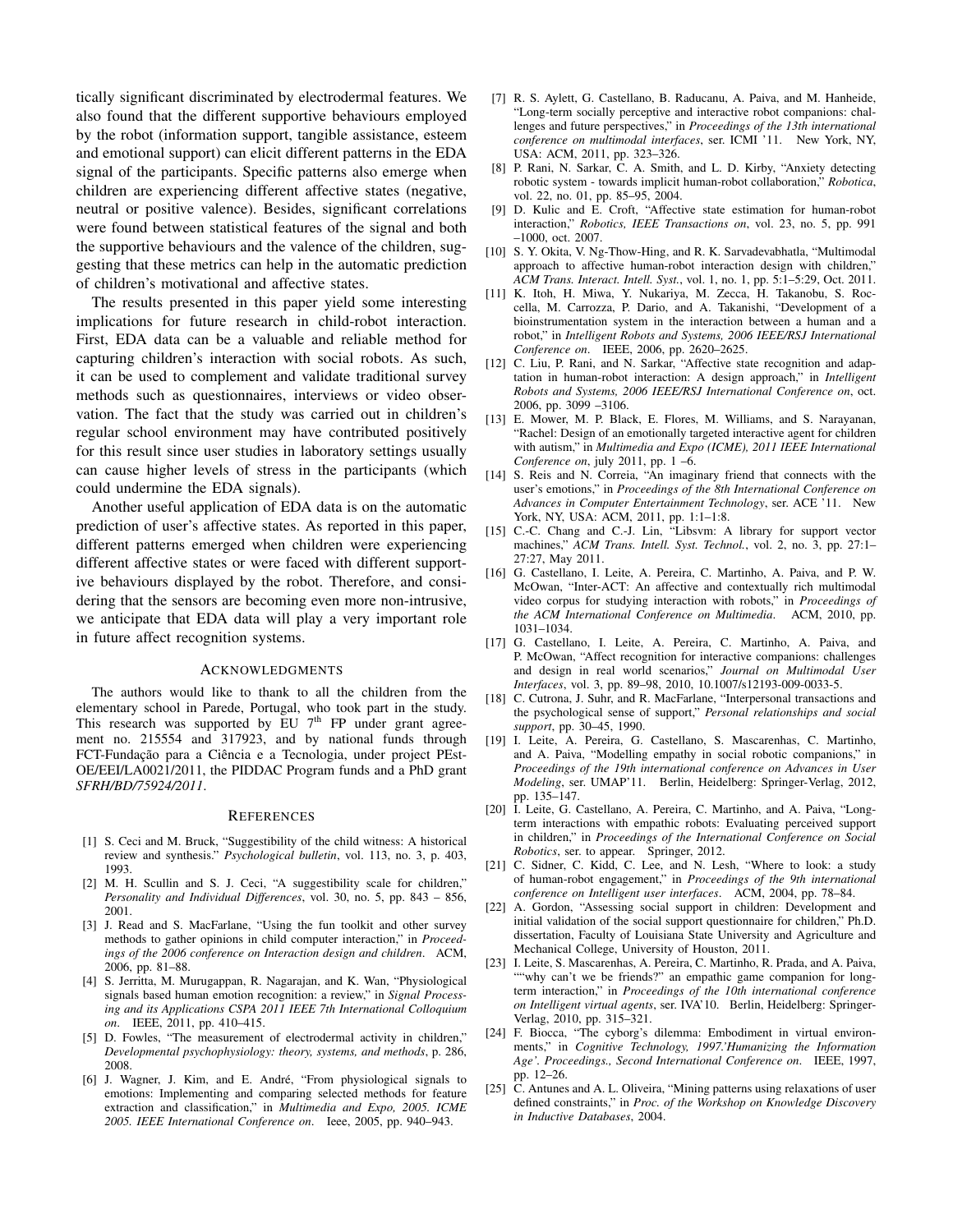tically significant discriminated by electrodermal features. We also found that the different supportive behaviours employed by the robot (information support, tangible assistance, esteem and emotional support) can elicit different patterns in the EDA signal of the participants. Specific patterns also emerge when children are experiencing different affective states (negative, neutral or positive valence). Besides, significant correlations were found between statistical features of the signal and both the supportive behaviours and the valence of the children, suggesting that these metrics can help in the automatic prediction of children's motivational and affective states.

The results presented in this paper yield some interesting implications for future research in child-robot interaction. First, EDA data can be a valuable and reliable method for capturing children's interaction with social robots. As such, it can be used to complement and validate traditional survey methods such as questionnaires, interviews or video observation. The fact that the study was carried out in children's regular school environment may have contributed positively for this result since user studies in laboratory settings usually can cause higher levels of stress in the participants (which could undermine the EDA signals).

Another useful application of EDA data is on the automatic prediction of user's affective states. As reported in this paper, different patterns emerged when children were experiencing different affective states or were faced with different supportive behaviours displayed by the robot. Therefore, and considering that the sensors are becoming even more non-intrusive, we anticipate that EDA data will play a very important role in future affect recognition systems.

## Acknowledgments

The authors would like to thank to all the children from the elementary school in Parede, Portugal, who took part in the study. This research was supported by EU 7<sup>th</sup> FP under grant agreement no. 215554 and 317923, and by national funds through FCT-Fundação para a Ciência e a Tecnologia, under project PEst-OE/EEI/LA0021/2011, the PIDDAC Program funds and a PhD grant *SFRH/BD/75924/2011*.

## References

[1] S. Ceci and M. Bruck, "Suggestibility of the child witness: A historical review and synthesis." *Psychological bulletin*, vol. 113, no. 3, p. 403, 1993.

[2] M. H. Scullin and S. J. Ceci, "A suggestibility scale for children," *Personality and Individual Differences*, vol. 30, no. 5, pp. 843 – 856, 2001.

[3] J. Read and S. MacFarlane, "Using the fun toolkit and other survey methods to gather opinions in child computer interaction," in *Proceedings of the 2006 conference on Interaction design and children*. ACM, 2006, pp. 81–88.

[4] S. Jerritta, M. Murugappan, R. Nagarajan, and K. Wan, "Physiological signals based human emotion recognition: a review," in *Signal Processing and its Applications CSPA 2011 IEEE 7th International Colloquium on*. IEEE, 2011, pp. 410–415.

[5] D. Fowles, "The measurement of electrodermal activity in children," *Developmental psychophysiology: theory, systems, and methods*, p. 286, 2008.

[6] J. Wagner, J. Kim, and E. André, "From physiological signals to emotions: Implementing and comparing selected methods for feature extraction and classification," in *Multimedia and Expo, 2005. ICME 2005. IEEE International Conference on*. Ieee, 2005, pp. 940–943.

[7] R. S. Aylett, G. Castellano, B. Raducanu, A. Paiva, and M. Hanheide, "Long-term socially perceptive and interactive robot companions: challenges and future perspectives," in *Proceedings of the 13th international conference on multimodal interfaces*, ser. ICMI '11. New York, NY, USA: ACM, 2011, pp. 323–326.

[8] P. Rani, N. Sarkar, C. A. Smith, and L. D. Kirby, "Anxiety detecting robotic system - towards implicit human-robot collaboration," *Robotica*, vol. 22, no. 01, pp. 85–95, 2004.

[9] D. Kulic and E. Croft, "Affective state estimation for human-robot interaction," *Robotics, IEEE Transactions on*, vol. 23, no. 5, pp. 991 –1000, oct. 2007.

[10] S. Y. Okita, V. Ng-Thow-Hing, and R. K. Sarvadevabhatla, "Multimodal approach to affective human-robot interaction design with children," *ACM Trans. Interact. Intell. Syst.*, vol. 1, no. 1, pp. 5:1–5:29, Oct. 2011.

[11] K. Itoh, H. Miwa, Y. Nukariya, M. Zecca, H. Takanobu, S. Roccella, M. Carrozza, P. Dario, and A. Takanishi, "Development of a bioinstrumentation system in the interaction between a human and a robot," in *Intelligent Robots and Systems, 2006 IEEE/RSJ International Conference on*. IEEE, 2006, pp. 2620–2625.

[12] C. Liu, P. Rani, and N. Sarkar, "Affective state recognition and adaptation in human-robot interaction: A design approach," in *Intelligent Robots and Systems, 2006 IEEE/RSJ International Conference on*, oct. 2006, pp. 3099 –3106.

[13] E. Mower, M. P. Black, E. Flores, M. Williams, and S. Narayanan, "Rachel: Design of an emotionally targeted interactive agent for children with autism," in *Multimedia and Expo (ICME), 2011 IEEE International Conference on*, july 2011, pp. 1 –6.

[14] S. Reis and N. Correia, "An imaginary friend that connects with the user's emotions," in *Proceedings of the 8th International Conference on Advances in Computer Entertainment Technology*, ser. ACE '11. New York, NY, USA: ACM, 2011, pp. 1:1–1:8.

[15] C.-C. Chang and C.-J. Lin, "Libsvm: A library for support vector machines," *ACM Trans. Intell. Syst. Technol.*, vol. 2, no. 3, pp. 27:1–27:27, May 2011.

[16] G. Castellano, I. Leite, A. Pereira, C. Martinho, A. Paiva, and P. W. McOwan, "Inter-ACT: An affective and contextually rich multimodal video corpus for studying interaction with robots," in *Proceedings of the ACM International Conference on Multimedia*. ACM, 2010, pp. 1031–1034.

[17] G. Castellano, I. Leite, A. Pereira, C. Martinho, A. Paiva, and P. McOwan, "Affect recognition for interactive companions: challenges and design in real world scenarios," *Journal on Multimodal User Interfaces*, vol. 3, pp. 89–98, 2010, 10.1007/s12193-009-0033-5.

[18] C. Cutrona, J. Suhr, and R. MacFarlane, "Interpersonal transactions and the psychological sense of support," *Personal relationships and social support*, pp. 30–45, 1990.

[19] I. Leite, A. Pereira, G. Castellano, S. Mascarenhas, C. Martinho, and A. Paiva, "Modelling empathy in social robotic companions," in *Proceedings of the 19th international conference on Advances in User Modeling*, ser. UMAP'11. Berlin, Heidelberg: Springer-Verlag, 2012, pp. 135–147.

[20] I. Leite, G. Castellano, A. Pereira, C. Martinho, and A. Paiva, "Long-term interactions with empathic robots: Evaluating perceived support in children," in *Proceedings of the International Conference on Social Robotics*, ser. to appear. Springer, 2012.

[21] C. Sidner, C. Kidd, C. Lee, and N. Lesh, "Where to look: a study of human-robot engagement," in *Proceedings of the 9th international conference on Intelligent user interfaces*. ACM, 2004, pp. 78–84.

[22] A. Gordon, "Assessing social support in children: Development and initial validation of the social support questionnaire for children," Ph.D. dissertation, Faculty of Louisiana State University and Agriculture and Mechanical College, University of Houston, 2011.

[23] I. Leite, S. Mascarenhas, A. Pereira, C. Martinho, R. Prada, and A. Paiva, ""why can't we be friends?" an empathic game companion for long-term interaction," in *Proceedings of the 10th international conference on Intelligent virtual agents*, ser. IVA'10. Berlin, Heidelberg: Springer-Verlag, 2010, pp. 315–321.

[24] F. Biocca, "The cyborg's dilemma: Embodiment in virtual environments," in *Cognitive Technology, 1997.'Humanizing the Information Age'. Proceedings., Second International Conference on*. IEEE, 1997, pp. 12–26.

[25] C. Antunes and A. L. Oliveira, "Mining patterns using relaxations of user defined constraints," in *Proc. of the Workshop on Knowledge Discovery in Inductive Databases*, 2004.